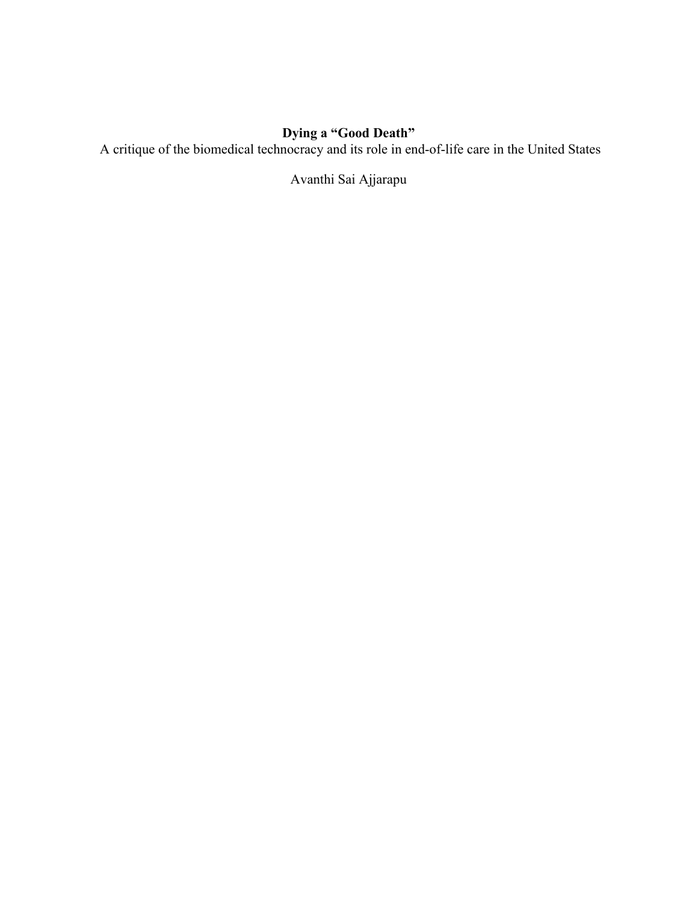# Dying a "Good Death"

A critique of the biomedical technocracy and its role in end-of-life care in the United States

Avanthi Sai Ajjarapu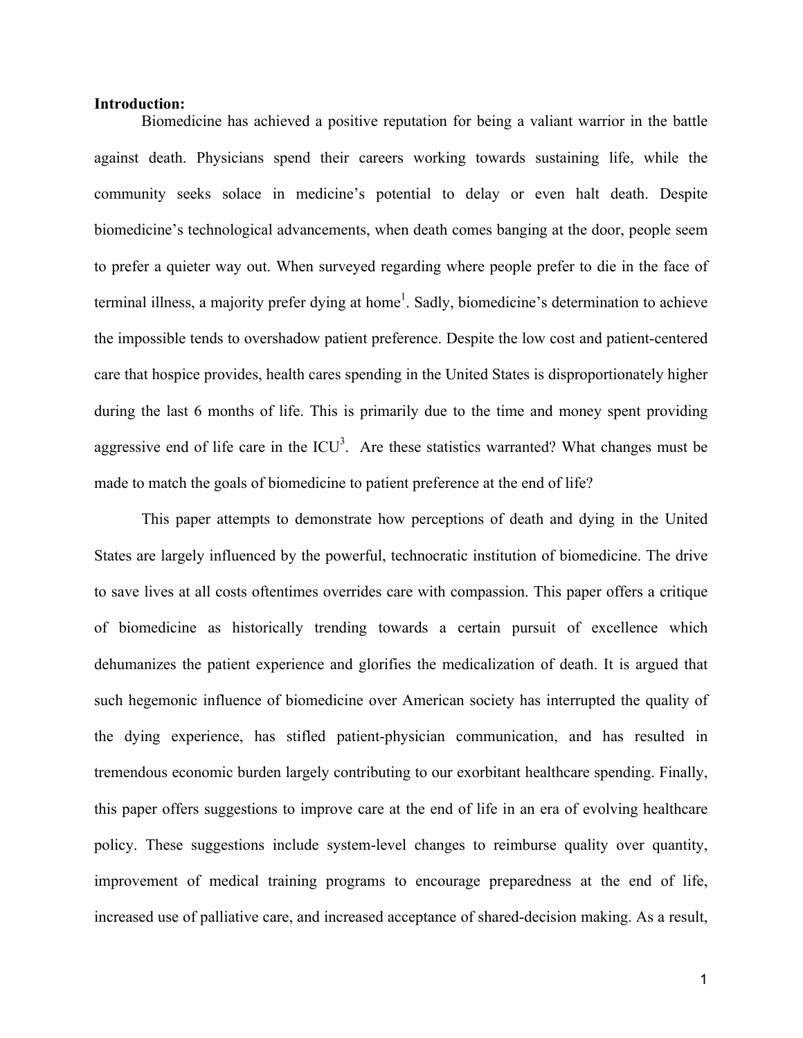**Introduction:**

Biomedicine has achieved a positive reputation for being a valiant warrior in the battle against death. Physicians spend their careers working towards sustaining life, while the community seeks solace in medicine's potential to delay or even halt death. Despite biomedicine's technological advancements, when death comes banging at the door, people seem to prefer a quieter way out. When surveyed regarding where people prefer to die in the face of terminal illness, a majority prefer dying at home[1]. Sadly, biomedicine's determination to achieve the impossible tends to overshadow patient preference. Despite the low cost and patient-centered care that hospice provides, health cares spending in the United States is disproportionately higher during the last 6 months of life. This is primarily due to the time and money spent providing aggressive end of life care in the ICU[3]. Are these statistics warranted? What changes must be made to match the goals of biomedicine to patient preference at the end of life?

This paper attempts to demonstrate how perceptions of death and dying in the United States are largely influenced by the powerful, technocratic institution of biomedicine. The drive to save lives at all costs oftentimes overrides care with compassion. This paper offers a critique of biomedicine as historically trending towards a certain pursuit of excellence which dehumanizes the patient experience and glorifies the medicalization of death. It is argued that such hegemonic influence of biomedicine over American society has interrupted the quality of the dying experience, has stifled patient-physician communication, and has resulted in tremendous economic burden largely contributing to our exorbitant healthcare spending. Finally, this paper offers suggestions to improve care at the end of life in an era of evolving healthcare policy. These suggestions include system-level changes to reimburse quality over quantity, improvement of medical training programs to encourage preparedness at the end of life, increased use of palliative care, and increased acceptance of shared-decision making. As a result,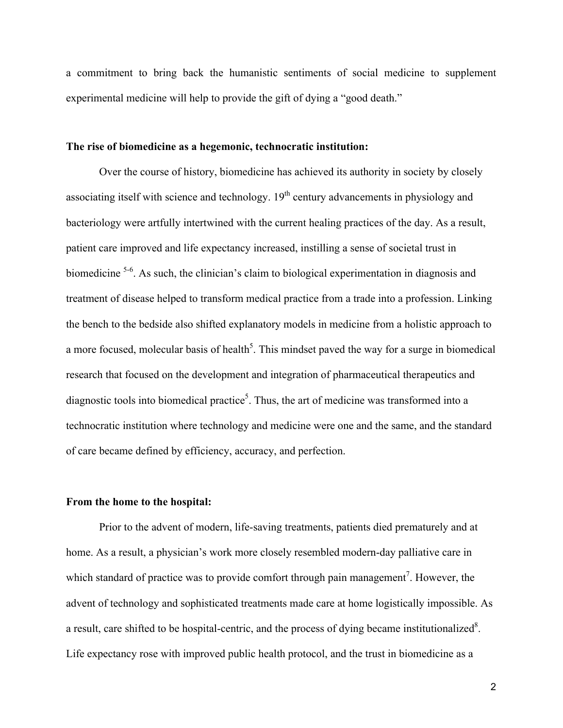a commitment to bring back the humanistic sentiments of social medicine to supplement experimental medicine will help to provide the gift of dying a "good death."

**The rise of biomedicine as a hegemonic, technocratic institution:**

Over the course of history, biomedicine has achieved its authority in society by closely associating itself with science and technology. 19$^{th}$ century advancements in physiology and bacteriology were artfully intertwined with the current healing practices of the day. As a result, patient care improved and life expectancy increased, instilling a sense of societal trust in biomedicine [5-6]. As such, the clinician's claim to biological experimentation in diagnosis and treatment of disease helped to transform medical practice from a trade into a profession. Linking the bench to the bedside also shifted explanatory models in medicine from a holistic approach to a more focused, molecular basis of health[5]. This mindset paved the way for a surge in biomedical research that focused on the development and integration of pharmaceutical therapeutics and diagnostic tools into biomedical practice[5]. Thus, the art of medicine was transformed into a technocratic institution where technology and medicine were one and the same, and the standard of care became defined by efficiency, accuracy, and perfection.

**From the home to the hospital:**

Prior to the advent of modern, life-saving treatments, patients died prematurely and at home. As a result, a physician's work more closely resembled modern-day palliative care in which standard of practice was to provide comfort through pain management[7]. However, the advent of technology and sophisticated treatments made care at home logistically impossible. As a result, care shifted to be hospital-centric, and the process of dying became institutionalized[8]. Life expectancy rose with improved public health protocol, and the trust in biomedicine as a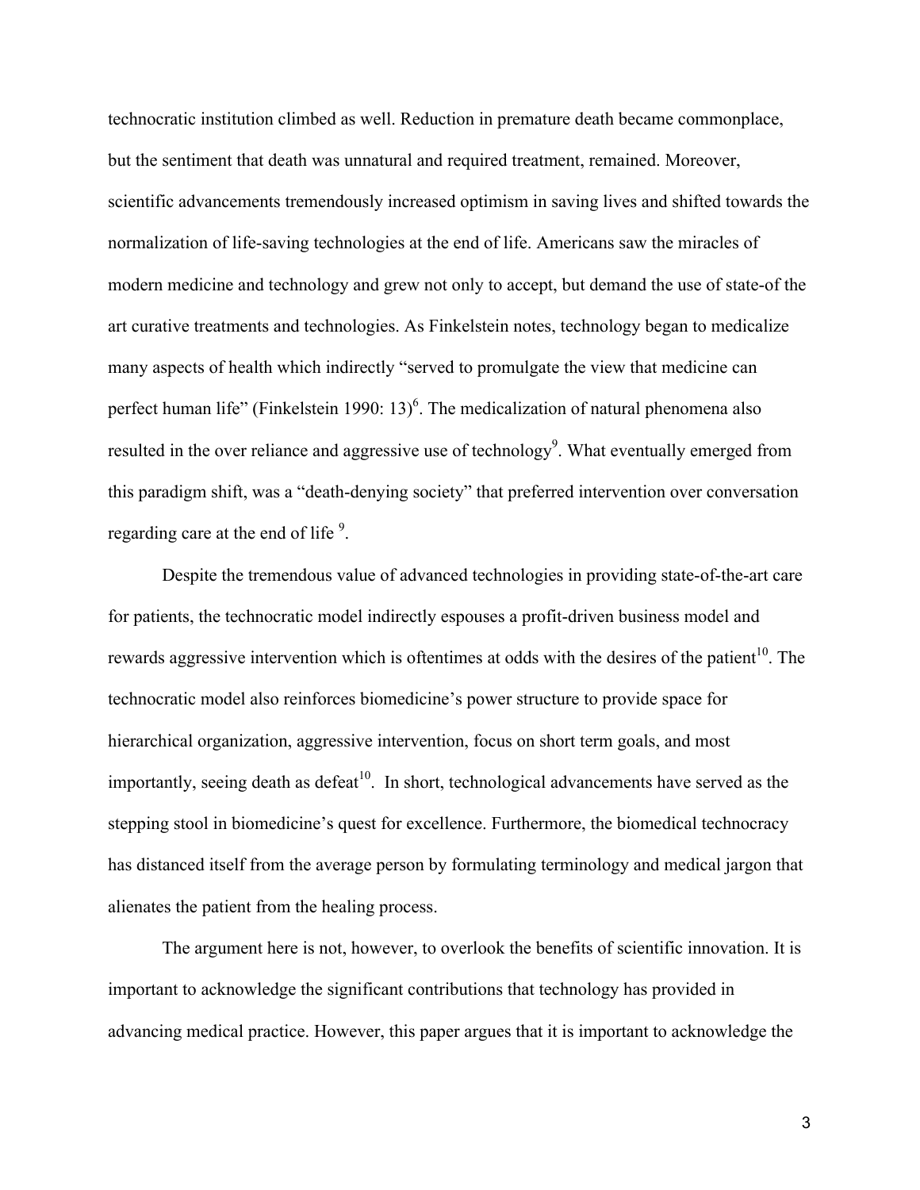technocratic institution climbed as well. Reduction in premature death became commonplace, but the sentiment that death was unnatural and required treatment, remained. Moreover, scientific advancements tremendously increased optimism in saving lives and shifted towards the normalization of life-saving technologies at the end of life. Americans saw the miracles of modern medicine and technology and grew not only to accept, but demand the use of state-of the art curative treatments and technologies. As Finkelstein notes, technology began to medicalize many aspects of health which indirectly "served to promulgate the view that medicine can perfect human life" (Finkelstein 1990: 13)[6]. The medicalization of natural phenomena also resulted in the over reliance and aggressive use of technology[9]. What eventually emerged from this paradigm shift, was a "death-denying society" that preferred intervention over conversation regarding care at the end of life [9].

Despite the tremendous value of advanced technologies in providing state-of-the-art care for patients, the technocratic model indirectly espouses a profit-driven business model and rewards aggressive intervention which is oftentimes at odds with the desires of the patient[10]. The technocratic model also reinforces biomedicine's power structure to provide space for hierarchical organization, aggressive intervention, focus on short term goals, and most importantly, seeing death as defeat[10]. In short, technological advancements have served as the stepping stool in biomedicine's quest for excellence. Furthermore, the biomedical technocracy has distanced itself from the average person by formulating terminology and medical jargon that alienates the patient from the healing process.

The argument here is not, however, to overlook the benefits of scientific innovation. It is important to acknowledge the significant contributions that technology has provided in advancing medical practice. However, this paper argues that it is important to acknowledge the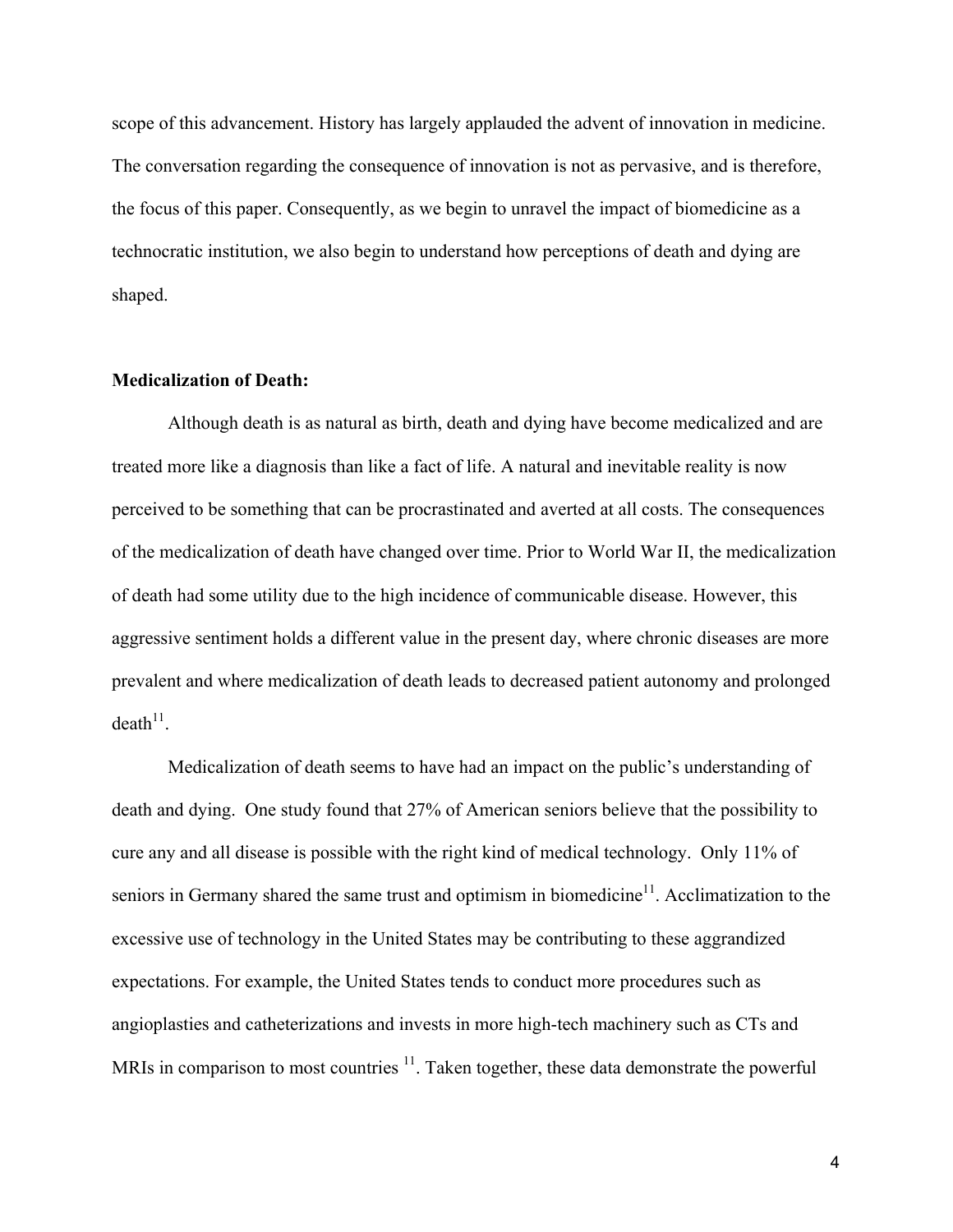scope of this advancement. History has largely applauded the advent of innovation in medicine. The conversation regarding the consequence of innovation is not as pervasive, and is therefore, the focus of this paper. Consequently, as we begin to unravel the impact of biomedicine as a technocratic institution, we also begin to understand how perceptions of death and dying are shaped.

**Medicalization of Death:**

Although death is as natural as birth, death and dying have become medicalized and are treated more like a diagnosis than like a fact of life. A natural and inevitable reality is now perceived to be something that can be procrastinated and averted at all costs. The consequences of the medicalization of death have changed over time. Prior to World War II, the medicalization of death had some utility due to the high incidence of communicable disease. However, this aggressive sentiment holds a different value in the present day, where chronic diseases are more prevalent and where medicalization of death leads to decreased patient autonomy and prolonged death[11].

Medicalization of death seems to have had an impact on the public's understanding of death and dying. One study found that 27% of American seniors believe that the possibility to cure any and all disease is possible with the right kind of medical technology. Only 11% of seniors in Germany shared the same trust and optimism in biomedicine[11]. Acclimatization to the excessive use of technology in the United States may be contributing to these aggrandized expectations. For example, the United States tends to conduct more procedures such as angioplasties and catheterizations and invests in more high-tech machinery such as CTs and MRIs in comparison to most countries [11]. Taken together, these data demonstrate the powerful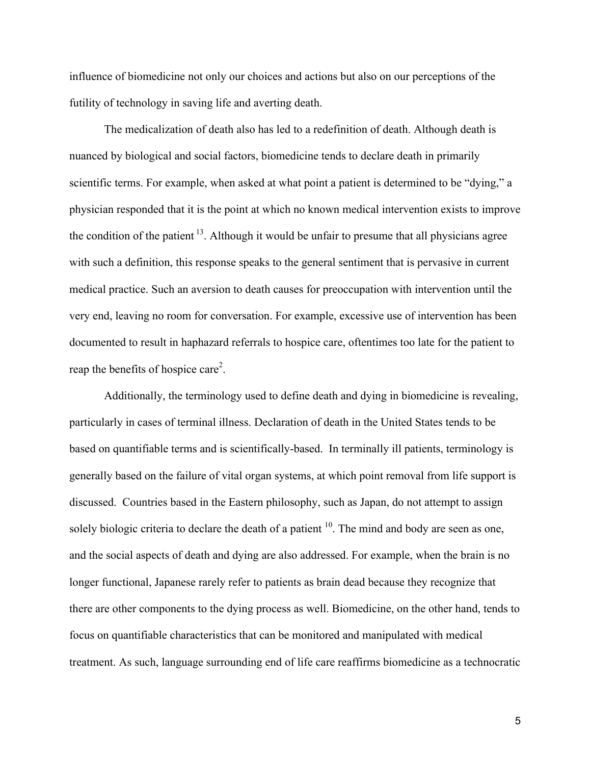influence of biomedicine not only our choices and actions but also on our perceptions of the futility of technology in saving life and averting death.

The medicalization of death also has led to a redefinition of death. Although death is nuanced by biological and social factors, biomedicine tends to declare death in primarily scientific terms. For example, when asked at what point a patient is determined to be "dying," a physician responded that it is the point at which no known medical intervention exists to improve the condition of the patient [13]. Although it would be unfair to presume that all physicians agree with such a definition, this response speaks to the general sentiment that is pervasive in current medical practice. Such an aversion to death causes for preoccupation with intervention until the very end, leaving no room for conversation. For example, excessive use of intervention has been documented to result in haphazard referrals to hospice care, oftentimes too late for the patient to reap the benefits of hospice care[2].

Additionally, the terminology used to define death and dying in biomedicine is revealing, particularly in cases of terminal illness. Declaration of death in the United States tends to be based on quantifiable terms and is scientifically-based. In terminally ill patients, terminology is generally based on the failure of vital organ systems, at which point removal from life support is discussed. Countries based in the Eastern philosophy, such as Japan, do not attempt to assign solely biologic criteria to declare the death of a patient [10]. The mind and body are seen as one, and the social aspects of death and dying are also addressed. For example, when the brain is no longer functional, Japanese rarely refer to patients as brain dead because they recognize that there are other components to the dying process as well. Biomedicine, on the other hand, tends to focus on quantifiable characteristics that can be monitored and manipulated with medical treatment. As such, language surrounding end of life care reaffirms biomedicine as a technocratic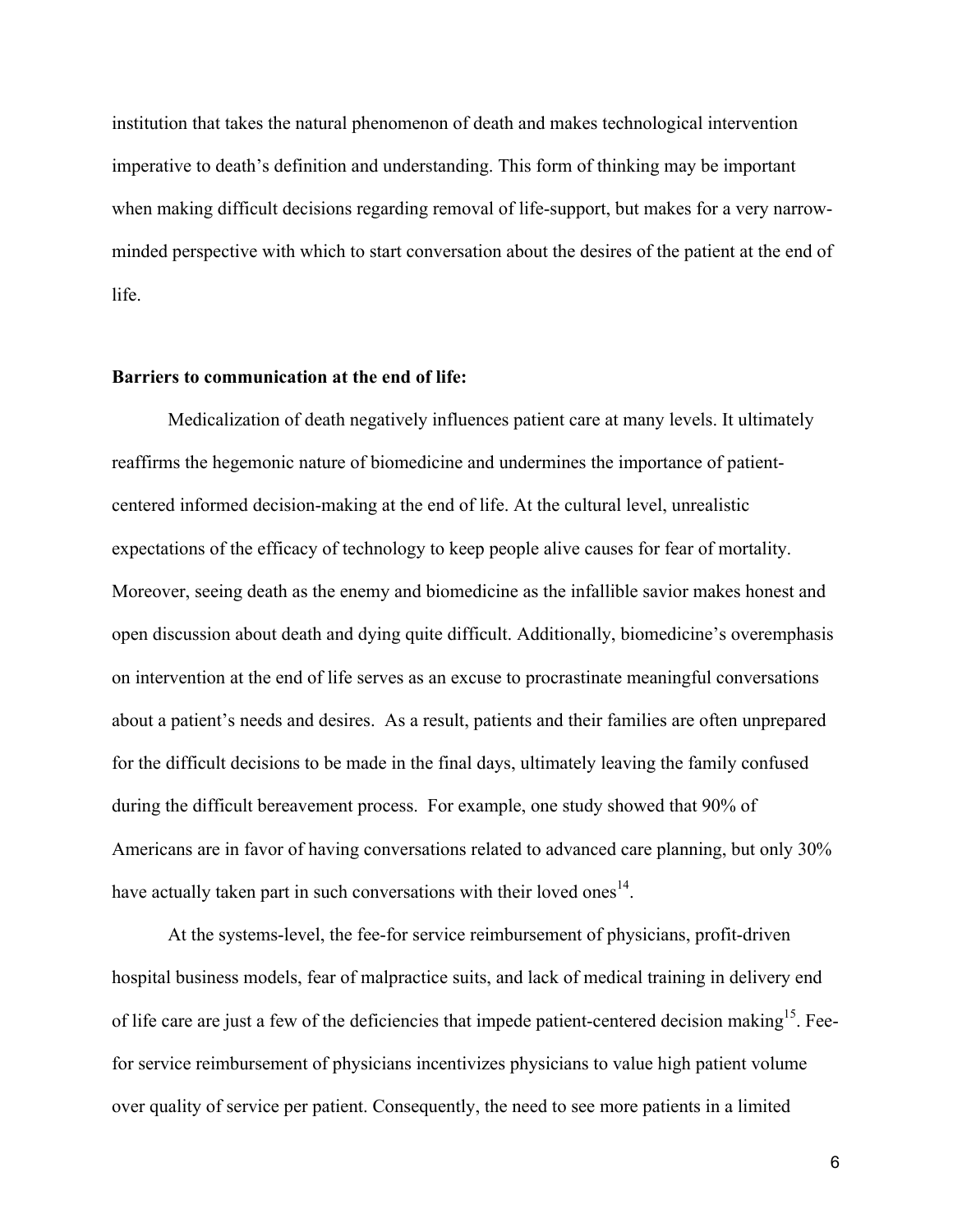institution that takes the natural phenomenon of death and makes technological intervention imperative to death's definition and understanding. This form of thinking may be important when making difficult decisions regarding removal of life-support, but makes for a very narrow-minded perspective with which to start conversation about the desires of the patient at the end of life.

**Barriers to communication at the end of life:**

Medicalization of death negatively influences patient care at many levels. It ultimately reaffirms the hegemonic nature of biomedicine and undermines the importance of patient-centered informed decision-making at the end of life. At the cultural level, unrealistic expectations of the efficacy of technology to keep people alive causes for fear of mortality. Moreover, seeing death as the enemy and biomedicine as the infallible savior makes honest and open discussion about death and dying quite difficult. Additionally, biomedicine's overemphasis on intervention at the end of life serves as an excuse to procrastinate meaningful conversations about a patient's needs and desires. As a result, patients and their families are often unprepared for the difficult decisions to be made in the final days, ultimately leaving the family confused during the difficult bereavement process. For example, one study showed that 90% of Americans are in favor of having conversations related to advanced care planning, but only 30% have actually taken part in such conversations with their loved ones[14].

At the systems-level, the fee-for service reimbursement of physicians, profit-driven hospital business models, fear of malpractice suits, and lack of medical training in delivery end of life care are just a few of the deficiencies that impede patient-centered decision making[15]. Fee-for service reimbursement of physicians incentivizes physicians to value high patient volume over quality of service per patient. Consequently, the need to see more patients in a limited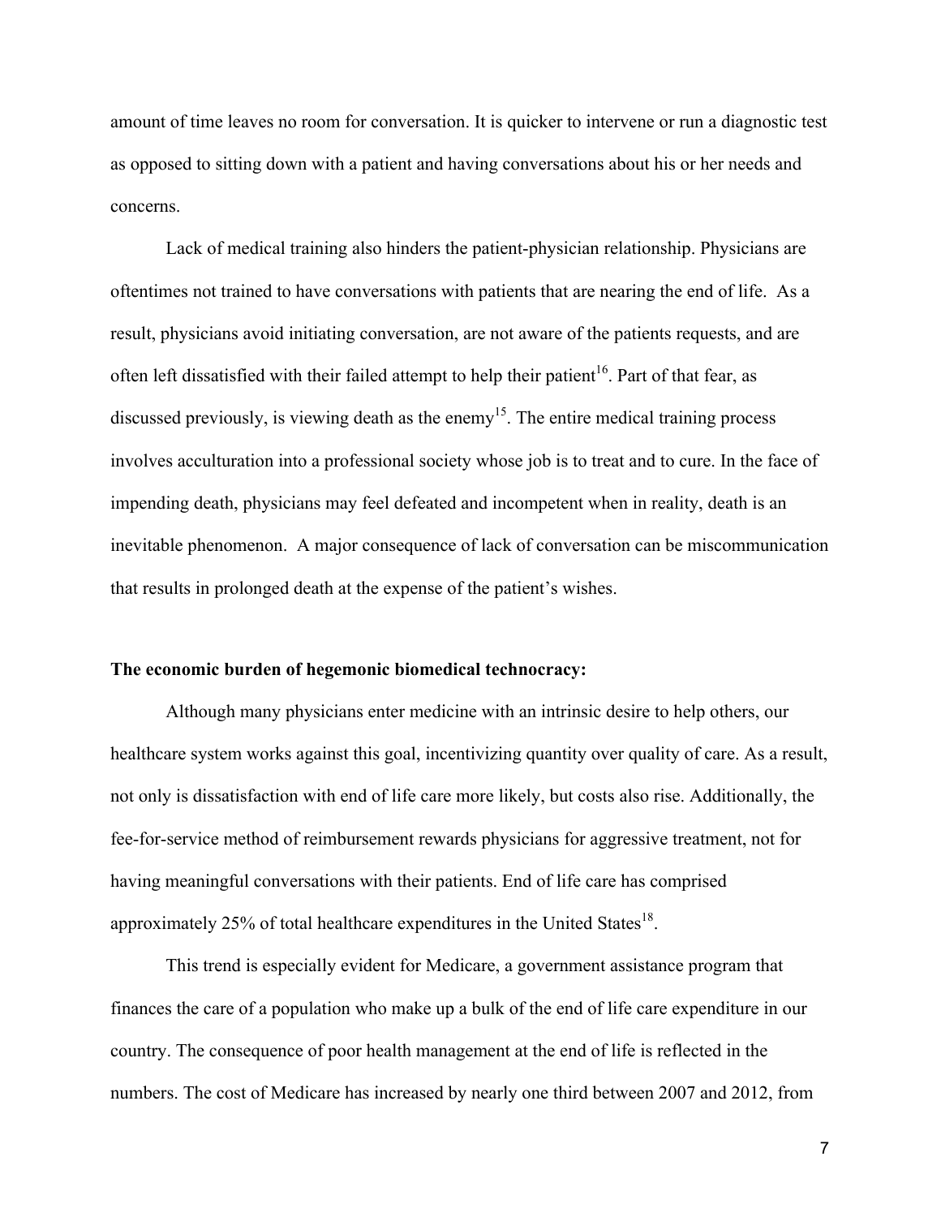amount of time leaves no room for conversation. It is quicker to intervene or run a diagnostic test as opposed to sitting down with a patient and having conversations about his or her needs and concerns.

Lack of medical training also hinders the patient-physician relationship. Physicians are oftentimes not trained to have conversations with patients that are nearing the end of life. As a result, physicians avoid initiating conversation, are not aware of the patients requests, and are often left dissatisfied with their failed attempt to help their patient[16]. Part of that fear, as discussed previously, is viewing death as the enemy[15]. The entire medical training process involves acculturation into a professional society whose job is to treat and to cure. In the face of impending death, physicians may feel defeated and incompetent when in reality, death is an inevitable phenomenon. A major consequence of lack of conversation can be miscommunication that results in prolonged death at the expense of the patient's wishes.

**The economic burden of hegemonic biomedical technocracy:**

Although many physicians enter medicine with an intrinsic desire to help others, our healthcare system works against this goal, incentivizing quantity over quality of care. As a result, not only is dissatisfaction with end of life care more likely, but costs also rise. Additionally, the fee-for-service method of reimbursement rewards physicians for aggressive treatment, not for having meaningful conversations with their patients. End of life care has comprised approximately 25% of total healthcare expenditures in the United States[18].

This trend is especially evident for Medicare, a government assistance program that finances the care of a population who make up a bulk of the end of life care expenditure in our country. The consequence of poor health management at the end of life is reflected in the numbers. The cost of Medicare has increased by nearly one third between 2007 and 2012, from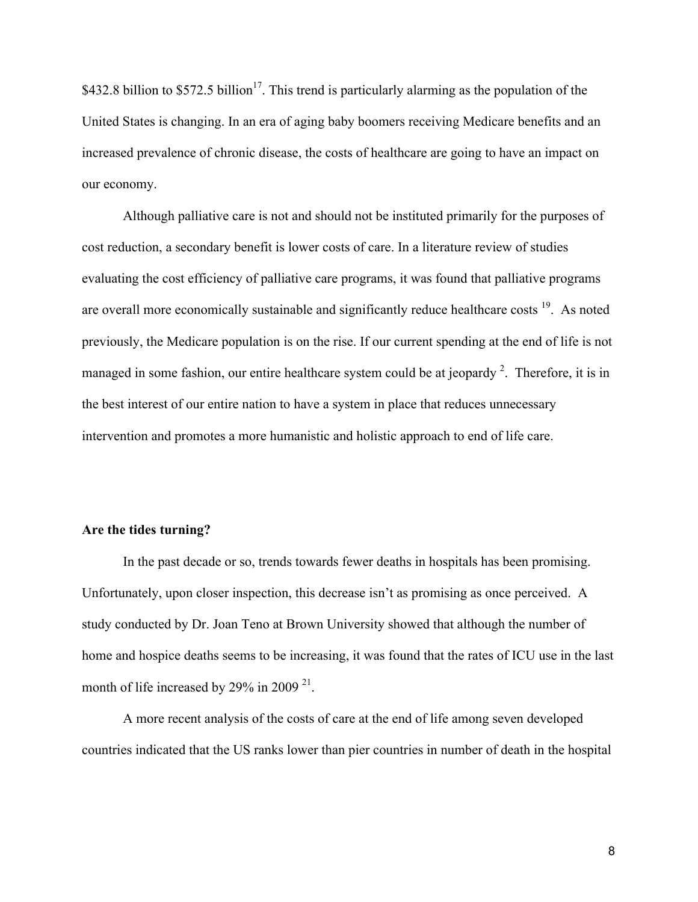$432.8 billion to $572.5 billion[17]. This trend is particularly alarming as the population of the United States is changing. In an era of aging baby boomers receiving Medicare benefits and an increased prevalence of chronic disease, the costs of healthcare are going to have an impact on our economy.

Although palliative care is not and should not be instituted primarily for the purposes of cost reduction, a secondary benefit is lower costs of care. In a literature review of studies evaluating the cost efficiency of palliative care programs, it was found that palliative programs are overall more economically sustainable and significantly reduce healthcare costs [19]. As noted previously, the Medicare population is on the rise. If our current spending at the end of life is not managed in some fashion, our entire healthcare system could be at jeopardy [2]. Therefore, it is in the best interest of our entire nation to have a system in place that reduces unnecessary intervention and promotes a more humanistic and holistic approach to end of life care.

**Are the tides turning?**

In the past decade or so, trends towards fewer deaths in hospitals has been promising. Unfortunately, upon closer inspection, this decrease isn't as promising as once perceived. A study conducted by Dr. Joan Teno at Brown University showed that although the number of home and hospice deaths seems to be increasing, it was found that the rates of ICU use in the last month of life increased by 29% in 2009 [21].

A more recent analysis of the costs of care at the end of life among seven developed countries indicated that the US ranks lower than pier countries in number of death in the hospital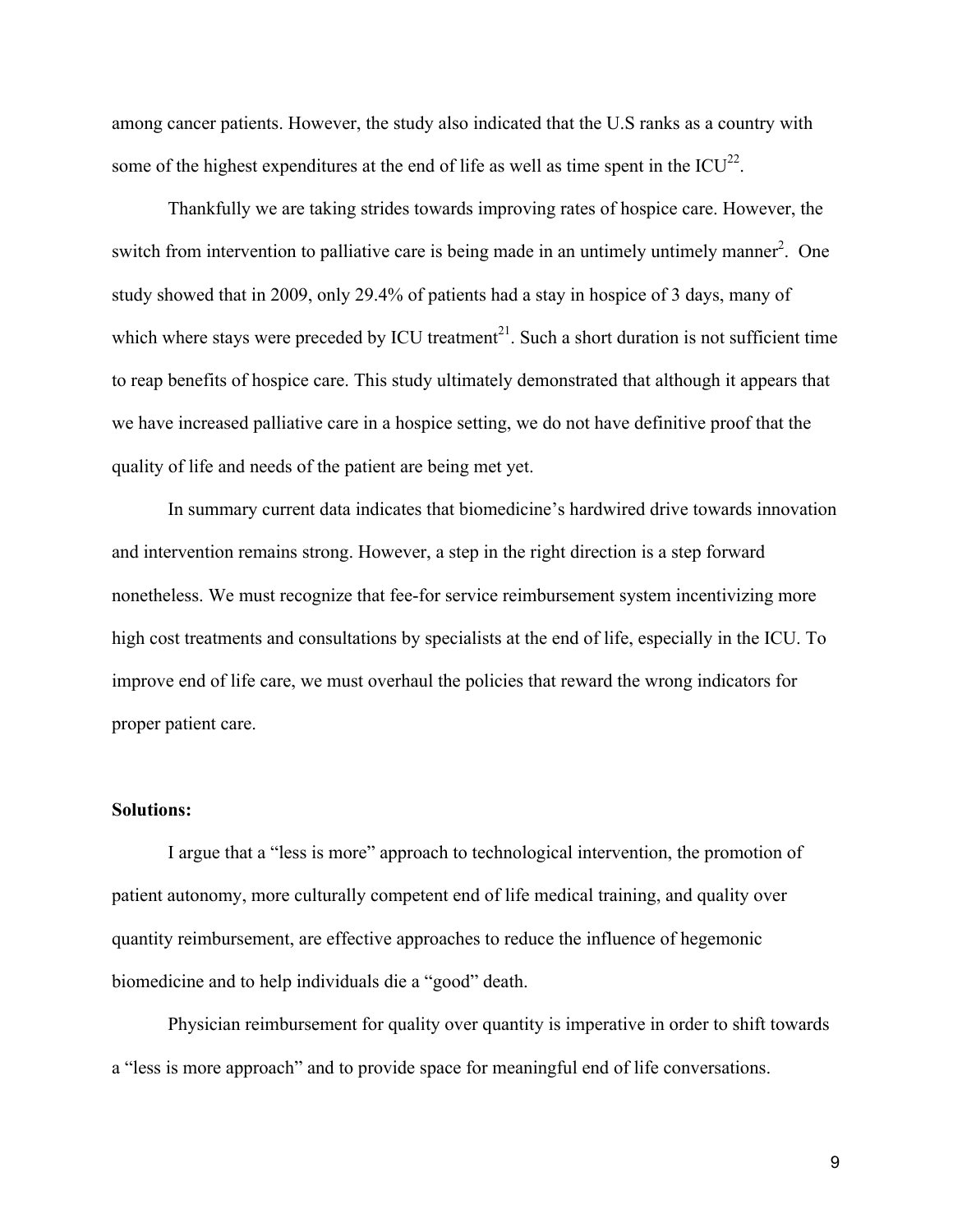among cancer patients. However, the study also indicated that the U.S ranks as a country with some of the highest expenditures at the end of life as well as time spent in the ICU[22].

Thankfully we are taking strides towards improving rates of hospice care. However, the switch from intervention to palliative care is being made in an untimely untimely manner[2]. One study showed that in 2009, only 29.4% of patients had a stay in hospice of 3 days, many of which where stays were preceded by ICU treatment[21]. Such a short duration is not sufficient time to reap benefits of hospice care. This study ultimately demonstrated that although it appears that we have increased palliative care in a hospice setting, we do not have definitive proof that the quality of life and needs of the patient are being met yet.

In summary current data indicates that biomedicine's hardwired drive towards innovation and intervention remains strong. However, a step in the right direction is a step forward nonetheless. We must recognize that fee-for service reimbursement system incentivizing more high cost treatments and consultations by specialists at the end of life, especially in the ICU. To improve end of life care, we must overhaul the policies that reward the wrong indicators for proper patient care.

**Solutions:**

I argue that a "less is more" approach to technological intervention, the promotion of patient autonomy, more culturally competent end of life medical training, and quality over quantity reimbursement, are effective approaches to reduce the influence of hegemonic biomedicine and to help individuals die a "good" death.

Physician reimbursement for quality over quantity is imperative in order to shift towards a "less is more approach" and to provide space for meaningful end of life conversations.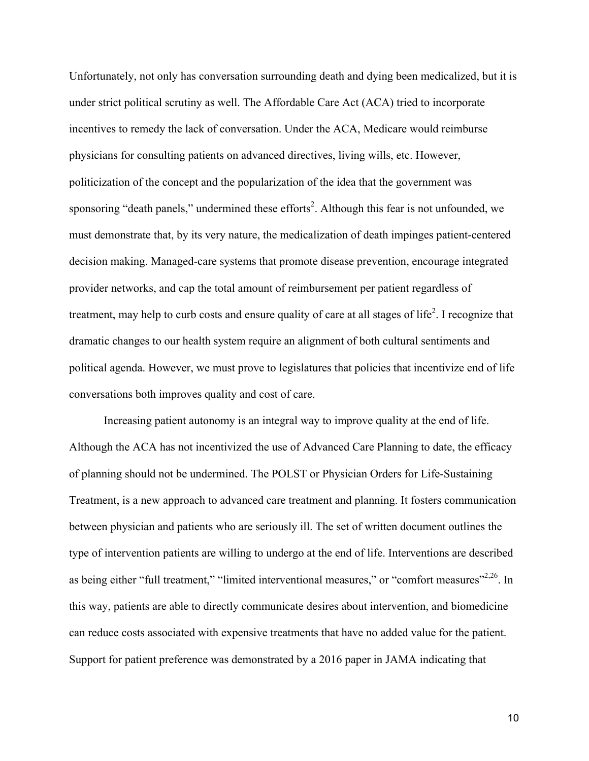Unfortunately, not only has conversation surrounding death and dying been medicalized, but it is under strict political scrutiny as well. The Affordable Care Act (ACA) tried to incorporate incentives to remedy the lack of conversation. Under the ACA, Medicare would reimburse physicians for consulting patients on advanced directives, living wills, etc. However, politicization of the concept and the popularization of the idea that the government was sponsoring "death panels," undermined these efforts[2]. Although this fear is not unfounded, we must demonstrate that, by its very nature, the medicalization of death impinges patient-centered decision making. Managed-care systems that promote disease prevention, encourage integrated provider networks, and cap the total amount of reimbursement per patient regardless of treatment, may help to curb costs and ensure quality of care at all stages of life[2]. I recognize that dramatic changes to our health system require an alignment of both cultural sentiments and political agenda. However, we must prove to legislatures that policies that incentivize end of life conversations both improves quality and cost of care.

Increasing patient autonomy is an integral way to improve quality at the end of life. Although the ACA has not incentivized the use of Advanced Care Planning to date, the efficacy of planning should not be undermined. The POLST or Physician Orders for Life-Sustaining Treatment, is a new approach to advanced care treatment and planning. It fosters communication between physician and patients who are seriously ill. The set of written document outlines the type of intervention patients are willing to undergo at the end of life. Interventions are described as being either "full treatment," "limited interventional measures," or "comfort measures"[2,26]. In this way, patients are able to directly communicate desires about intervention, and biomedicine can reduce costs associated with expensive treatments that have no added value for the patient. Support for patient preference was demonstrated by a 2016 paper in JAMA indicating that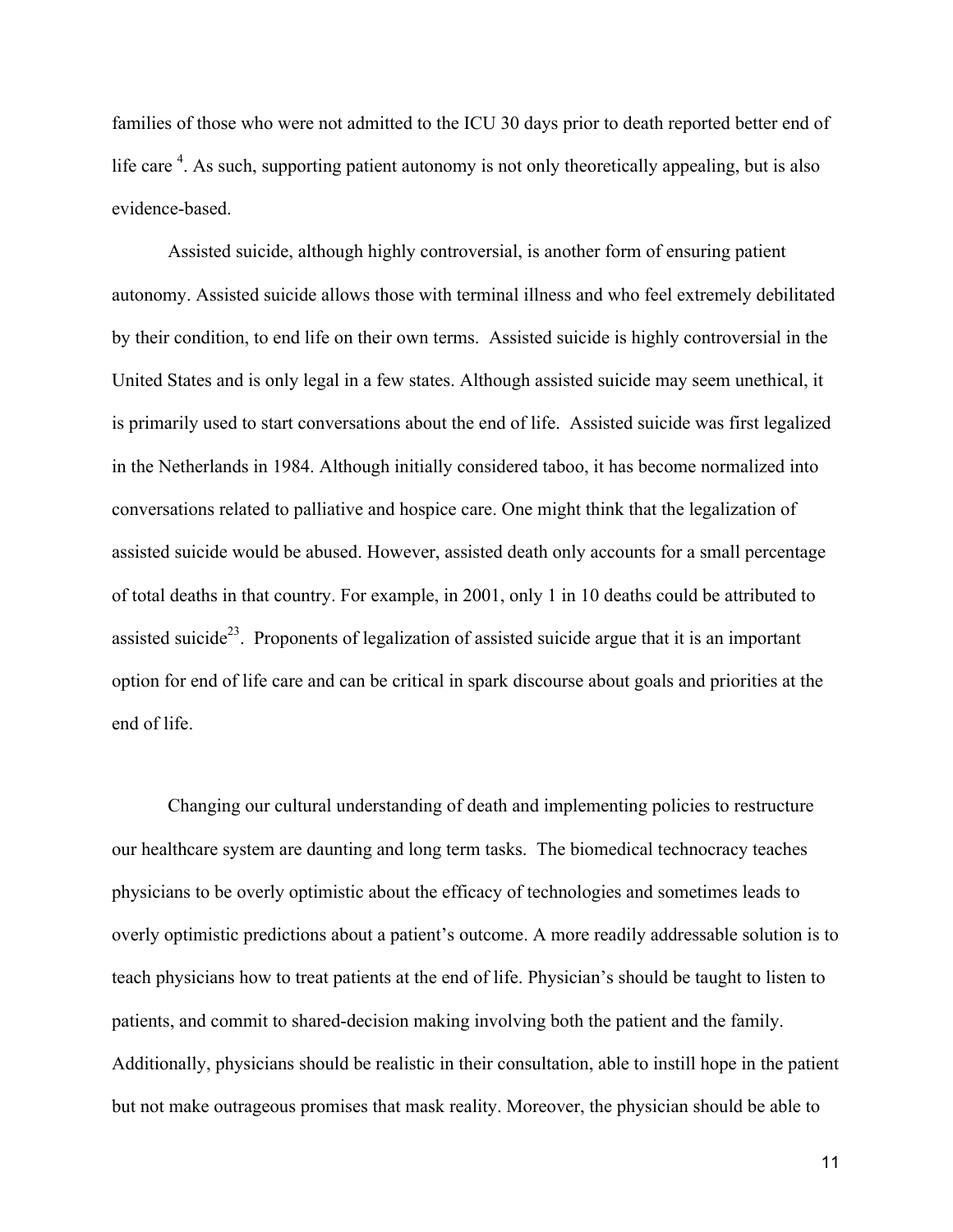families of those who were not admitted to the ICU 30 days prior to death reported better end of life care [4]. As such, supporting patient autonomy is not only theoretically appealing, but is also evidence-based.

Assisted suicide, although highly controversial, is another form of ensuring patient autonomy. Assisted suicide allows those with terminal illness and who feel extremely debilitated by their condition, to end life on their own terms. Assisted suicide is highly controversial in the United States and is only legal in a few states. Although assisted suicide may seem unethical, it is primarily used to start conversations about the end of life. Assisted suicide was first legalized in the Netherlands in 1984. Although initially considered taboo, it has become normalized into conversations related to palliative and hospice care. One might think that the legalization of assisted suicide would be abused. However, assisted death only accounts for a small percentage of total deaths in that country. For example, in 2001, only 1 in 10 deaths could be attributed to assisted suicide[23]. Proponents of legalization of assisted suicide argue that it is an important option for end of life care and can be critical in spark discourse about goals and priorities at the end of life.

Changing our cultural understanding of death and implementing policies to restructure our healthcare system are daunting and long term tasks. The biomedical technocracy teaches physicians to be overly optimistic about the efficacy of technologies and sometimes leads to overly optimistic predictions about a patient's outcome. A more readily addressable solution is to teach physicians how to treat patients at the end of life. Physician's should be taught to listen to patients, and commit to shared-decision making involving both the patient and the family. Additionally, physicians should be realistic in their consultation, able to instill hope in the patient but not make outrageous promises that mask reality. Moreover, the physician should be able to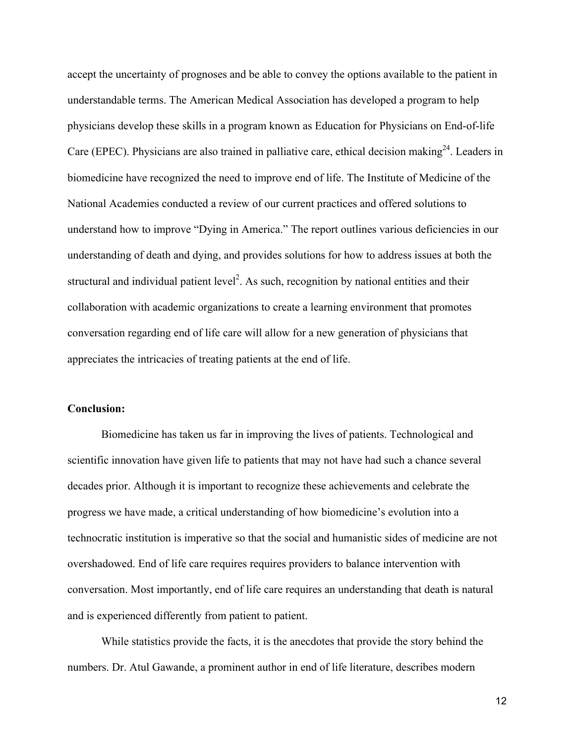accept the uncertainty of prognoses and be able to convey the options available to the patient in understandable terms. The American Medical Association has developed a program to help physicians develop these skills in a program known as Education for Physicians on End-of-life Care (EPEC). Physicians are also trained in palliative care, ethical decision making[24]. Leaders in biomedicine have recognized the need to improve end of life. The Institute of Medicine of the National Academies conducted a review of our current practices and offered solutions to understand how to improve "Dying in America." The report outlines various deficiencies in our understanding of death and dying, and provides solutions for how to address issues at both the structural and individual patient level[2]. As such, recognition by national entities and their collaboration with academic organizations to create a learning environment that promotes conversation regarding end of life care will allow for a new generation of physicians that appreciates the intricacies of treating patients at the end of life.

**Conclusion:**

Biomedicine has taken us far in improving the lives of patients. Technological and scientific innovation have given life to patients that may not have had such a chance several decades prior. Although it is important to recognize these achievements and celebrate the progress we have made, a critical understanding of how biomedicine's evolution into a technocratic institution is imperative so that the social and humanistic sides of medicine are not overshadowed. End of life care requires requires providers to balance intervention with conversation. Most importantly, end of life care requires an understanding that death is natural and is experienced differently from patient to patient.

While statistics provide the facts, it is the anecdotes that provide the story behind the numbers. Dr. Atul Gawande, a prominent author in end of life literature, describes modern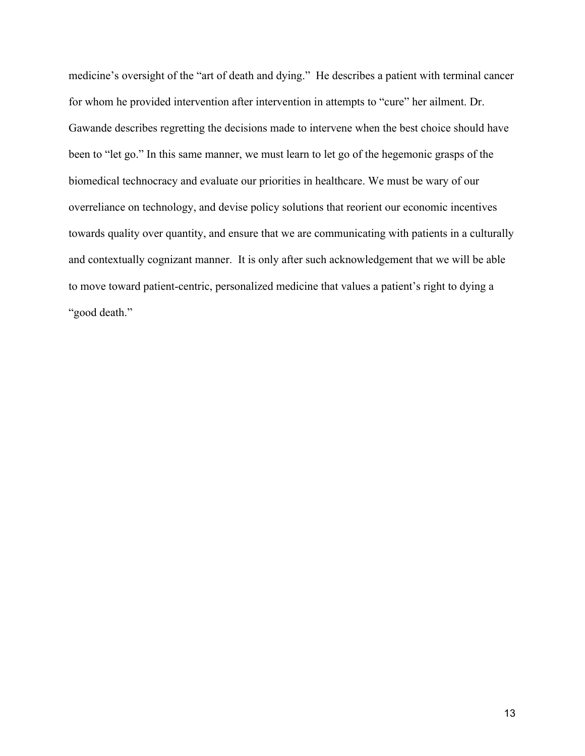medicine's oversight of the "art of death and dying." He describes a patient with terminal cancer for whom he provided intervention after intervention in attempts to "cure" her ailment. Dr. Gawande describes regretting the decisions made to intervene when the best choice should have been to "let go." In this same manner, we must learn to let go of the hegemonic grasps of the biomedical technocracy and evaluate our priorities in healthcare. We must be wary of our overreliance on technology, and devise policy solutions that reorient our economic incentives towards quality over quantity, and ensure that we are communicating with patients in a culturally and contextually cognizant manner. It is only after such acknowledgement that we will be able to move toward patient-centric, personalized medicine that values a patient's right to dying a "good death."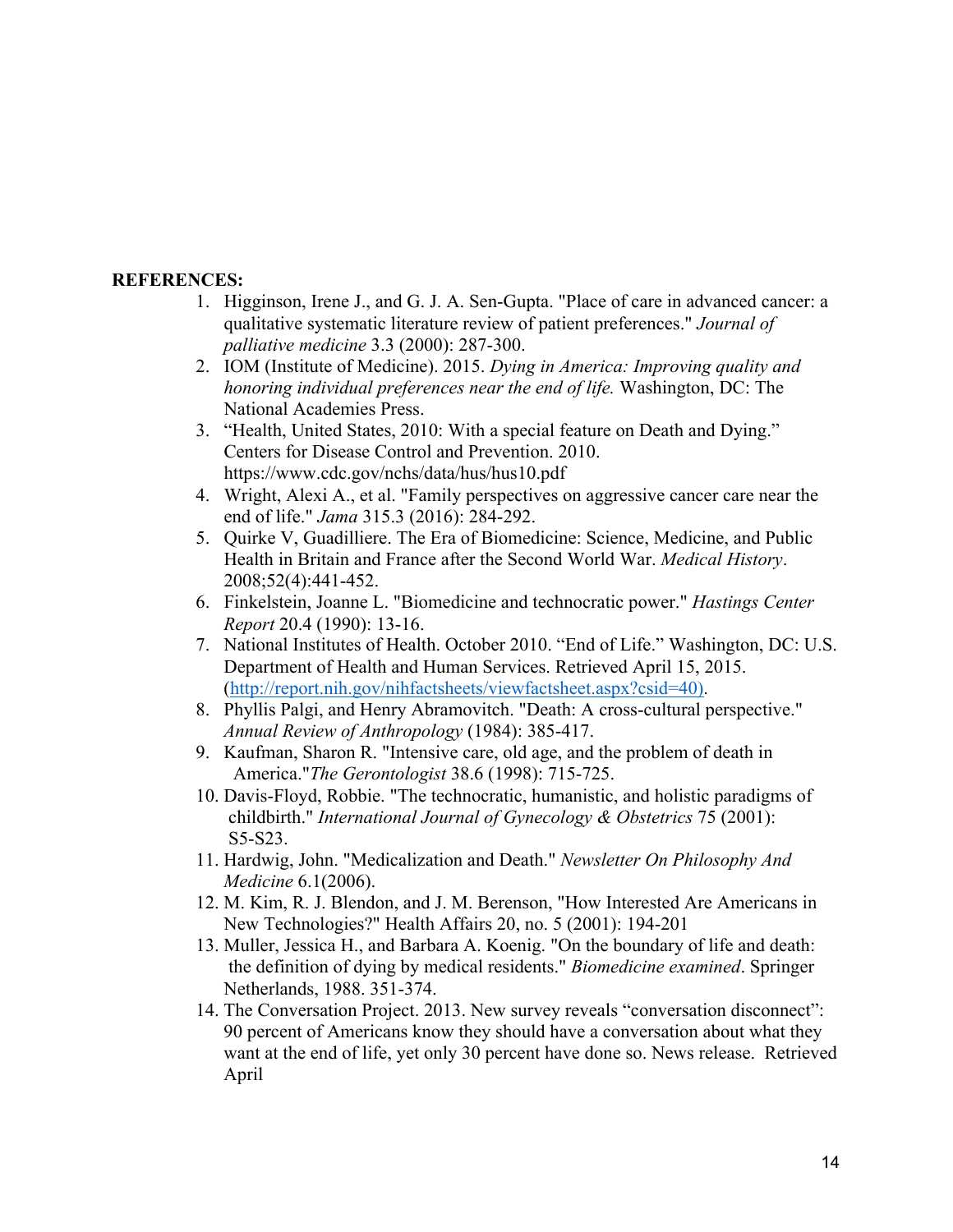**REFERENCES:**

1. Higginson, Irene J., and G. J. A. Sen-Gupta. "Place of care in advanced cancer: a qualitative systematic literature review of patient preferences." *Journal of palliative medicine* 3.3 (2000): 287-300.
2. IOM (Institute of Medicine). 2015. *Dying in America: Improving quality and honoring individual preferences near the end of life.* Washington, DC: The National Academies Press.
3. "Health, United States, 2010: With a special feature on Death and Dying." Centers for Disease Control and Prevention. 2010. https://www.cdc.gov/nchs/data/hus/hus10.pdf
4. Wright, Alexi A., et al. "Family perspectives on aggressive cancer care near the end of life." *Jama* 315.3 (2016): 284-292.
5. Quirke V, Guadilliere. The Era of Biomedicine: Science, Medicine, and Public Health in Britain and France after the Second World War. *Medical History*. 2008;52(4):441-452.
6. Finkelstein, Joanne L. "Biomedicine and technocratic power." *Hastings Center Report* 20.4 (1990): 13-16.
7. National Institutes of Health. October 2010. "End of Life." Washington, DC: U.S. Department of Health and Human Services. Retrieved April 15, 2015. (http://report.nih.gov/nihfactsheets/viewfactsheet.aspx?csid=40).
8. Phyllis Palgi, and Henry Abramovitch. "Death: A cross-cultural perspective." *Annual Review of Anthropology* (1984): 385-417.
9. Kaufman, Sharon R. "Intensive care, old age, and the problem of death in America."*The Gerontologist* 38.6 (1998): 715-725.
10. Davis-Floyd, Robbie. "The technocratic, humanistic, and holistic paradigms of childbirth." *International Journal of Gynecology & Obstetrics* 75 (2001): S5-S23.
11. Hardwig, John. "Medicalization and Death." *Newsletter On Philosophy And Medicine* 6.1(2006).
12. M. Kim, R. J. Blendon, and J. M. Berenson, "How Interested Are Americans in New Technologies?" Health Affairs 20, no. 5 (2001): 194-201
13. Muller, Jessica H., and Barbara A. Koenig. "On the boundary of life and death: the definition of dying by medical residents." *Biomedicine examined*. Springer Netherlands, 1988. 351-374.
14. The Conversation Project. 2013. New survey reveals "conversation disconnect": 90 percent of Americans know they should have a conversation about what they want at the end of life, yet only 30 percent have done so. News release. Retrieved April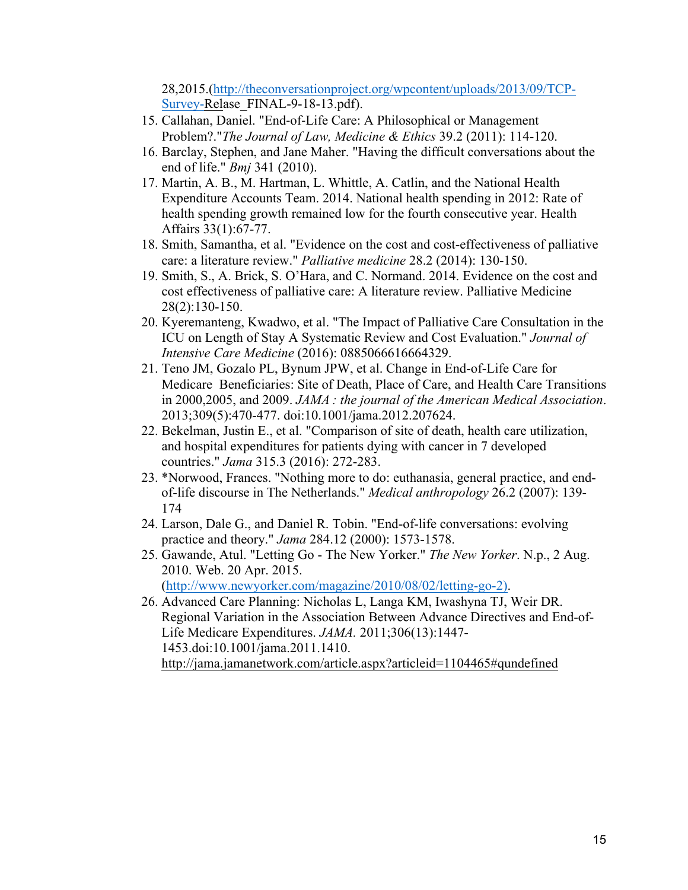28,2015.(http://theconversationproject.org/wpcontent/uploads/2013/09/TCP-Survey-Relase_FINAL-9-18-13.pdf).

15. Callahan, Daniel. "End-of-Life Care: A Philosophical or Management Problem?."*The Journal of Law, Medicine & Ethics* 39.2 (2011): 114-120.
16. Barclay, Stephen, and Jane Maher. "Having the difficult conversations about the end of life." *Bmj* 341 (2010).
17. Martin, A. B., M. Hartman, L. Whittle, A. Catlin, and the National Health Expenditure Accounts Team. 2014. National health spending in 2012: Rate of health spending growth remained low for the fourth consecutive year. Health Affairs 33(1):67-77.
18. Smith, Samantha, et al. "Evidence on the cost and cost-effectiveness of palliative care: a literature review." *Palliative medicine* 28.2 (2014): 130-150.
19. Smith, S., A. Brick, S. O'Hara, and C. Normand. 2014. Evidence on the cost and cost effectiveness of palliative care: A literature review. Palliative Medicine 28(2):130-150.
20. Kyeremanteng, Kwadwo, et al. "The Impact of Palliative Care Consultation in the ICU on Length of Stay A Systematic Review and Cost Evaluation." *Journal of Intensive Care Medicine* (2016): 0885066616664329.
21. Teno JM, Gozalo PL, Bynum JPW, et al. Change in End-of-Life Care for Medicare Beneficiaries: Site of Death, Place of Care, and Health Care Transitions in 2000,2005, and 2009. *JAMA : the journal of the American Medical Association*. 2013;309(5):470-477. doi:10.1001/jama.2012.207624.
22. Bekelman, Justin E., et al. "Comparison of site of death, health care utilization, and hospital expenditures for patients dying with cancer in 7 developed countries." *Jama* 315.3 (2016): 272-283.
23. *Norwood, Frances. "Nothing more to do: euthanasia, general practice, and end-of-life discourse in The Netherlands." *Medical anthropology* 26.2 (2007): 139-174
24. Larson, Dale G., and Daniel R. Tobin. "End-of-life conversations: evolving practice and theory." *Jama* 284.12 (2000): 1573-1578.
25. Gawande, Atul. "Letting Go - The New Yorker." *The New Yorker*. N.p., 2 Aug. 2010. Web. 20 Apr. 2015. (http://www.newyorker.com/magazine/2010/08/02/letting-go-2).
26. Advanced Care Planning: Nicholas L, Langa KM, Iwashyna TJ, Weir DR. Regional Variation in the Association Between Advance Directives and End-of-Life Medicare Expenditures. *JAMA.* 2011;306(13):1447-1453.doi:10.1001/jama.2011.1410. http://jama.jamanetwork.com/article.aspx?articleid=1104465#qundefined